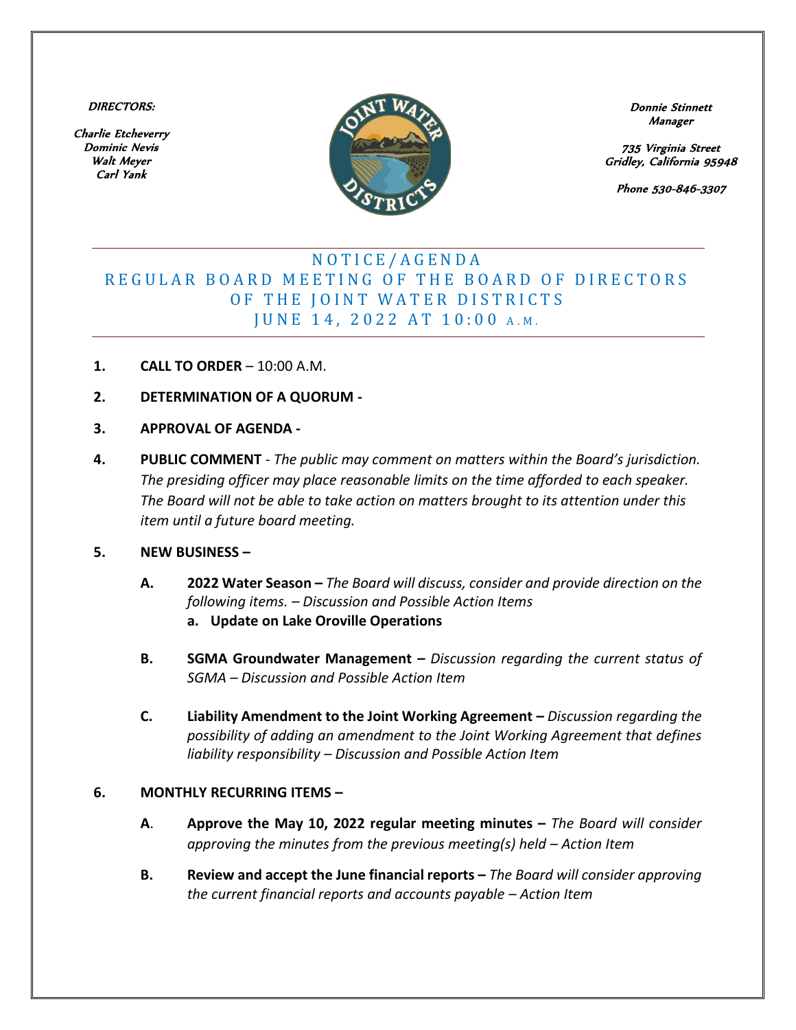**DIRECTORS:**

Charlie Etcheverry
Dominic Nevis
Walt Meyer
Carl Yank

**Donnie Stinnett**
**Manager**

735 Virginia Street
Gridley, California 95948

Phone 530-846-3307

# NOTICE/AGENDA
## REGULAR BOARD MEETING OF THE BOARD OF DIRECTORS OF THE JOINT WATER DISTRICTS
## JUNE 14, 2022 AT 10:00 A.M.

1. **CALL TO ORDER** – 10:00 A.M.

2. **DETERMINATION OF A QUORUM -**

3. **APPROVAL OF AGENDA -**

4. **PUBLIC COMMENT** - *The public may comment on matters within the Board's jurisdiction. The presiding officer may place reasonable limits on the time afforded to each speaker. The Board will not be able to take action on matters brought to its attention under this item until a future board meeting.*

5. **NEW BUSINESS –**

   **A.** **2022 Water Season –** *The Board will discuss, consider and provide direction on the following items. – Discussion and Possible Action Items*
      **a. Update on Lake Oroville Operations**

   **B.** **SGMA Groundwater Management –** *Discussion regarding the current status of SGMA – Discussion and Possible Action Item*

   **C.** **Liability Amendment to the Joint Working Agreement –** *Discussion regarding the possibility of adding an amendment to the Joint Working Agreement that defines liability responsibility – Discussion and Possible Action Item*

6. **MONTHLY RECURRING ITEMS –**

   **A**. **Approve the May 10, 2022 regular meeting minutes –** *The Board will consider approving the minutes from the previous meeting(s) held – Action Item*

   **B.** **Review and accept the June financial reports –** *The Board will consider approving the current financial reports and accounts payable – Action Item*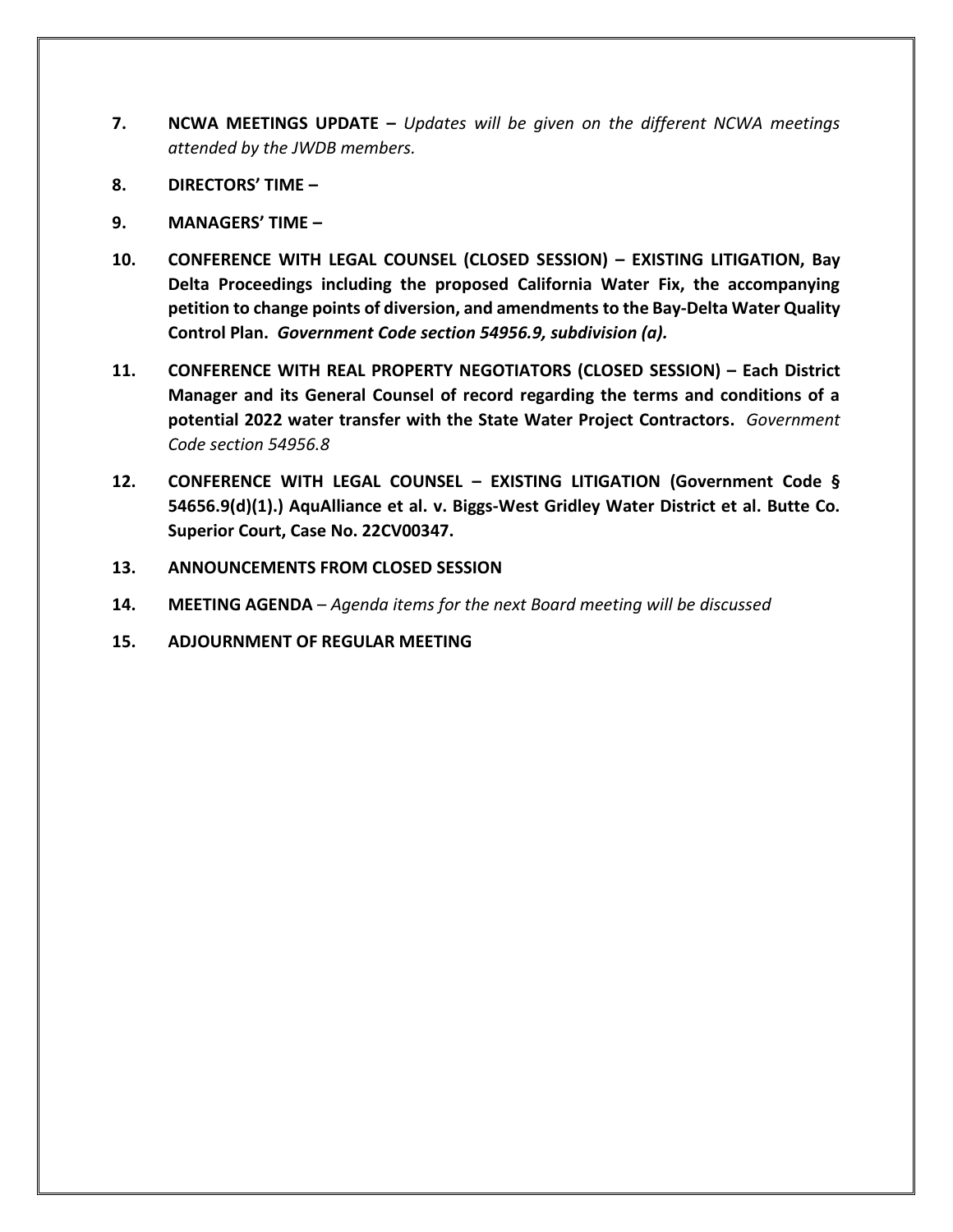7. **NCWA MEETINGS UPDATE –** *Updates will be given on the different NCWA meetings attended by the JWDB members.*

8. **DIRECTORS' TIME –**

9. **MANAGERS' TIME –**

10. **CONFERENCE WITH LEGAL COUNSEL (CLOSED SESSION) – EXISTING LITIGATION, Bay Delta Proceedings including the proposed California Water Fix, the accompanying petition to change points of diversion, and amendments to the Bay-Delta Water Quality Control Plan.** ***Government Code section 54956.9, subdivision (a).***

11. **CONFERENCE WITH REAL PROPERTY NEGOTIATORS (CLOSED SESSION) – Each District Manager and its General Counsel of record regarding the terms and conditions of a potential 2022 water transfer with the State Water Project Contractors.** *Government Code section 54956.8*

12. **CONFERENCE WITH LEGAL COUNSEL – EXISTING LITIGATION (Government Code § 54656.9(d)(1).) AquAlliance et al. v. Biggs-West Gridley Water District et al. Butte Co. Superior Court, Case No. 22CV00347.**

13. **ANNOUNCEMENTS FROM CLOSED SESSION**

14. **MEETING AGENDA** – *Agenda items for the next Board meeting will be discussed*

15. **ADJOURNMENT OF REGULAR MEETING**